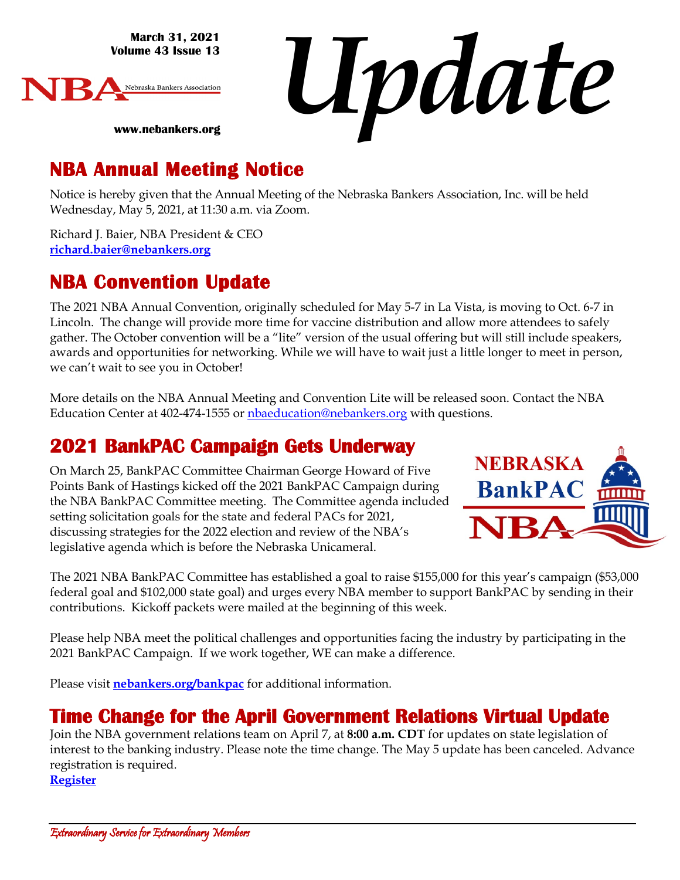March 31, 2021
Volume 43 Issue 13

NBA Nebraska Bankers Association

www.nebankers.org

# *Update*

## NBA Annual Meeting Notice

Notice is hereby given that the Annual Meeting of the Nebraska Bankers Association, Inc. will be held Wednesday, May 5, 2021, at 11:30 a.m. via Zoom.

Richard J. Baier, NBA President & CEO
**richard.baier@nebankers.org**

## NBA Convention Update

The 2021 NBA Annual Convention, originally scheduled for May 5-7 in La Vista, is moving to Oct. 6-7 in Lincoln. The change will provide more time for vaccine distribution and allow more attendees to safely gather. The October convention will be a "lite" version of the usual offering but will still include speakers, awards and opportunities for networking. While we will have to wait just a little longer to meet in person, we can't wait to see you in October!

More details on the NBA Annual Meeting and Convention Lite will be released soon. Contact the NBA Education Center at 402-474-1555 or nbaeducation@nebankers.org with questions.

## 2021 BankPAC Campaign Gets Underway

On March 25, BankPAC Committee Chairman George Howard of Five Points Bank of Hastings kicked off the 2021 BankPAC Campaign during the NBA BankPAC Committee meeting. The Committee agenda included setting solicitation goals for the state and federal PACs for 2021, discussing strategies for the 2022 election and review of the NBA's legislative agenda which is before the Nebraska Unicameral.

The 2021 NBA BankPAC Committee has established a goal to raise $155,000 for this year's campaign ($53,000 federal goal and $102,000 state goal) and urges every NBA member to support BankPAC by sending in their contributions. Kickoff packets were mailed at the beginning of this week.

Please help NBA meet the political challenges and opportunities facing the industry by participating in the 2021 BankPAC Campaign. If we work together, WE can make a difference.

Please visit **nebankers.org/bankpac** for additional information.

## Time Change for the April Government Relations Virtual Update

Join the NBA government relations team on April 7, at **8:00 a.m. CDT** for updates on state legislation of interest to the banking industry. Please note the time change. The May 5 update has been canceled. Advance registration is required.
**Register**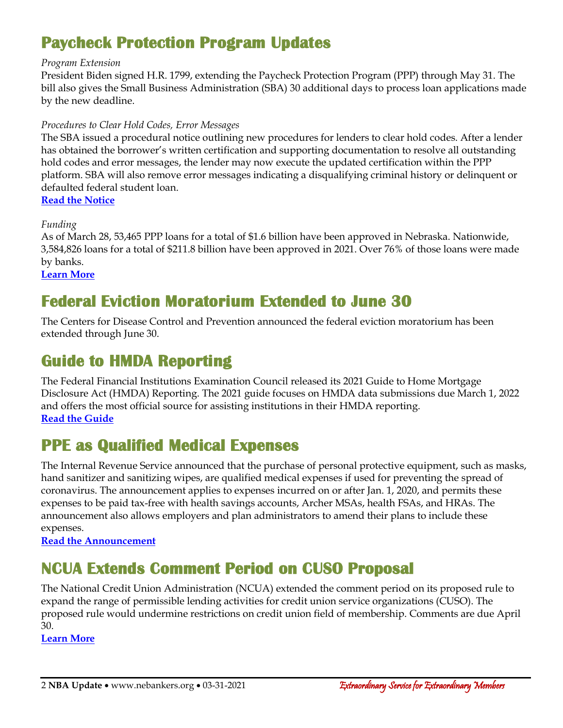## Paycheck Protection Program Updates

*Program Extension*

President Biden signed H.R. 1799, extending the Paycheck Protection Program (PPP) through May 31. The bill also gives the Small Business Administration (SBA) 30 additional days to process loan applications made by the new deadline.

*Procedures to Clear Hold Codes, Error Messages*

The SBA issued a procedural notice outlining new procedures for lenders to clear hold codes. After a lender has obtained the borrower's written certification and supporting documentation to resolve all outstanding hold codes and error messages, the lender may now execute the updated certification within the PPP platform. SBA will also remove error messages indicating a disqualifying criminal history or delinquent or defaulted federal student loan.

**Read the Notice**

*Funding*

As of March 28, 53,465 PPP loans for a total of $1.6 billion have been approved in Nebraska. Nationwide, 3,584,826 loans for a total of $211.8 billion have been approved in 2021. Over 76% of those loans were made by banks.

**Learn More**

## Federal Eviction Moratorium Extended to June 30

The Centers for Disease Control and Prevention announced the federal eviction moratorium has been extended through June 30.

## Guide to HMDA Reporting

The Federal Financial Institutions Examination Council released its 2021 Guide to Home Mortgage Disclosure Act (HMDA) Reporting. The 2021 guide focuses on HMDA data submissions due March 1, 2022 and offers the most official source for assisting institutions in their HMDA reporting.

**Read the Guide**

## PPE as Qualified Medical Expenses

The Internal Revenue Service announced that the purchase of personal protective equipment, such as masks, hand sanitizer and sanitizing wipes, are qualified medical expenses if used for preventing the spread of coronavirus. The announcement applies to expenses incurred on or after Jan. 1, 2020, and permits these expenses to be paid tax-free with health savings accounts, Archer MSAs, health FSAs, and HRAs. The announcement also allows employers and plan administrators to amend their plans to include these expenses.

**Read the Announcement**

## NCUA Extends Comment Period on CUSO Proposal

The National Credit Union Administration (NCUA) extended the comment period on its proposed rule to expand the range of permissible lending activities for credit union service organizations (CUSO). The proposed rule would undermine restrictions on credit union field of membership. Comments are due April 30.

**Learn More**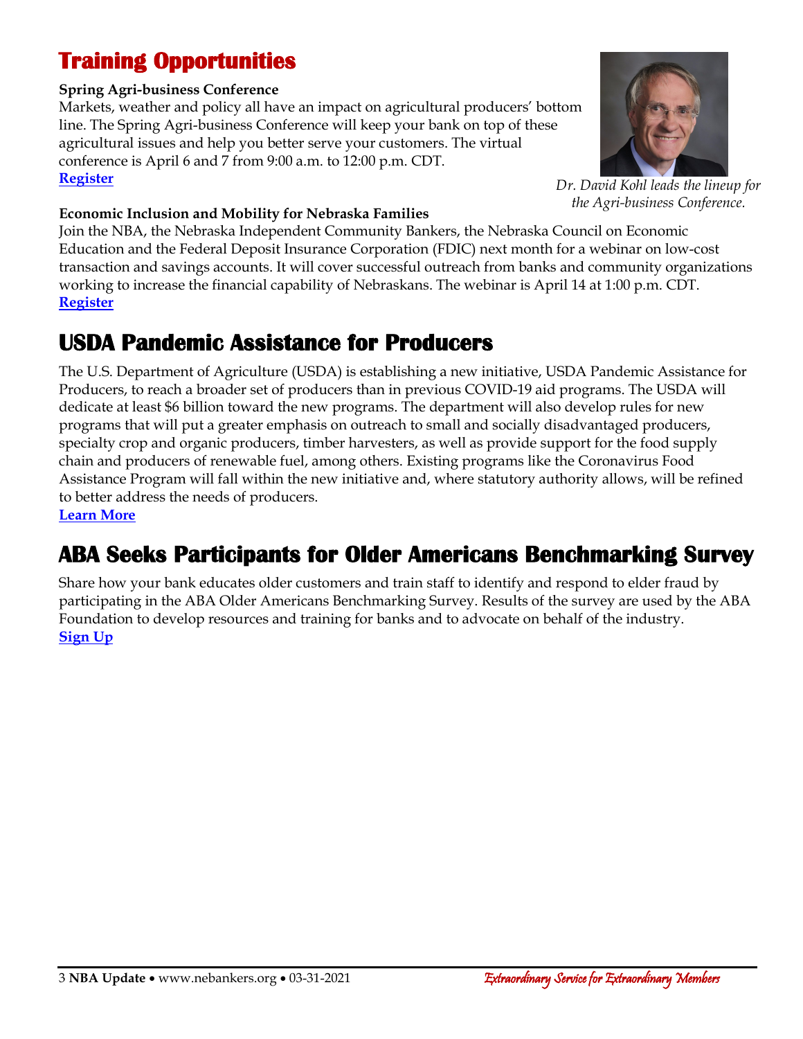# Training Opportunities

**Spring Agri-business Conference**

Markets, weather and policy all have an impact on agricultural producers' bottom line. The Spring Agri-business Conference will keep your bank on top of these agricultural issues and help you better serve your customers. The virtual conference is April 6 and 7 from 9:00 a.m. to 12:00 p.m. CDT.

**Register**

*Dr. David Kohl leads the lineup for the Agri-business Conference.*

**Economic Inclusion and Mobility for Nebraska Families**

Join the NBA, the Nebraska Independent Community Bankers, the Nebraska Council on Economic Education and the Federal Deposit Insurance Corporation (FDIC) next month for a webinar on low-cost transaction and savings accounts. It will cover successful outreach from banks and community organizations working to increase the financial capability of Nebraskans. The webinar is April 14 at 1:00 p.m. CDT.

**Register**

# USDA Pandemic Assistance for Producers

The U.S. Department of Agriculture (USDA) is establishing a new initiative, USDA Pandemic Assistance for Producers, to reach a broader set of producers than in previous COVID-19 aid programs. The USDA will dedicate at least $6 billion toward the new programs. The department will also develop rules for new programs that will put a greater emphasis on outreach to small and socially disadvantaged producers, specialty crop and organic producers, timber harvesters, as well as provide support for the food supply chain and producers of renewable fuel, among others. Existing programs like the Coronavirus Food Assistance Program will fall within the new initiative and, where statutory authority allows, will be refined to better address the needs of producers.

**Learn More**

# ABA Seeks Participants for Older Americans Benchmarking Survey

Share how your bank educates older customers and train staff to identify and respond to elder fraud by participating in the ABA Older Americans Benchmarking Survey. Results of the survey are used by the ABA Foundation to develop resources and training for banks and to advocate on behalf of the industry.

**Sign Up**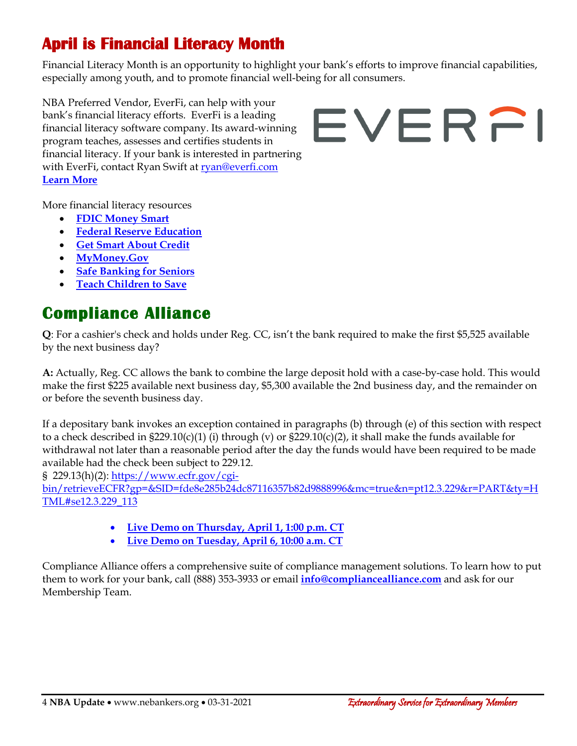# April is Financial Literacy Month

Financial Literacy Month is an opportunity to highlight your bank's efforts to improve financial capabilities, especially among youth, and to promote financial well-being for all consumers.

NBA Preferred Vendor, EverFi, can help with your bank's financial literacy efforts. EverFi is a leading financial literacy software company. Its award-winning program teaches, assesses and certifies students in financial literacy. If your bank is interested in partnering with EverFi, contact Ryan Swift at ryan@everfi.com
**Learn More**

More financial literacy resources

- **FDIC Money Smart**
- **Federal Reserve Education**
- **Get Smart About Credit**
- **MyMoney.Gov**
- **Safe Banking for Seniors**
- **Teach Children to Save**

# Compliance Alliance

**Q**: For a cashier's check and holds under Reg. CC, isn't the bank required to make the first $5,525 available by the next business day?

**A:** Actually, Reg. CC allows the bank to combine the large deposit hold with a case-by-case hold. This would make the first $225 available next business day, $5,300 available the 2nd business day, and the remainder on or before the seventh business day.

If a depositary bank invokes an exception contained in paragraphs (b) through (e) of this section with respect to a check described in §229.10(c)(1) (i) through (v) or §229.10(c)(2), it shall make the funds available for withdrawal not later than a reasonable period after the day the funds would have been required to be made available had the check been subject to 229.12.
§ 229.13(h)(2): https://www.ecfr.gov/cgi-bin/retrieveECFR?gp=&SID=fde8e285b24dc87116357b82d9888996&mc=true&n=pt12.3.229&r=PART&ty=HTML#se12.3.229_113

- **Live Demo on Thursday, April 1, 1:00 p.m. CT**
- **Live Demo on Tuesday, April 6, 10:00 a.m. CT**

Compliance Alliance offers a comprehensive suite of compliance management solutions. To learn how to put them to work for your bank, call (888) 353-3933 or email **info@compliancealliance.com** and ask for our Membership Team.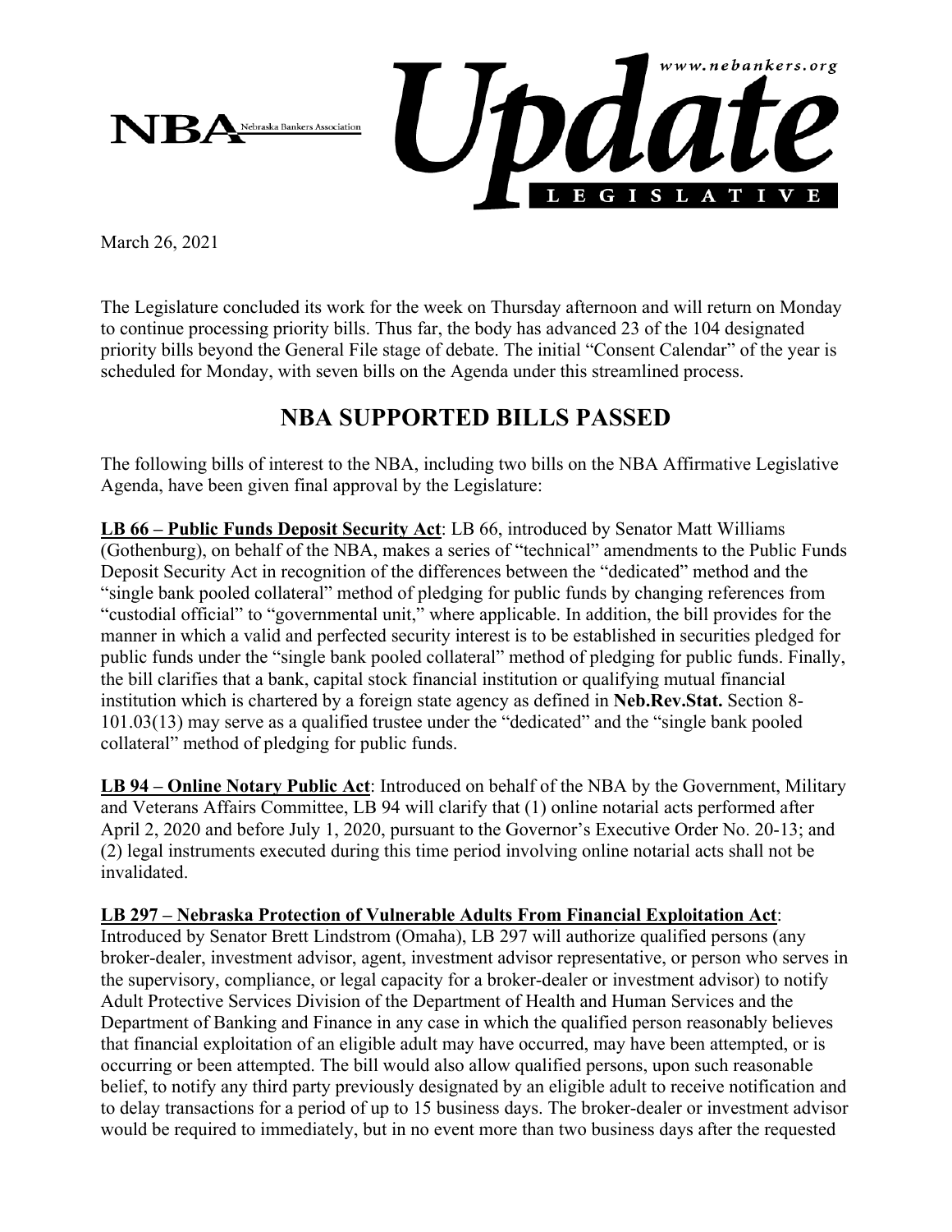NBA Nebraska Bankers Association

www.nebankers.org

# Update

LEGISLATIVE

March 26, 2021

The Legislature concluded its work for the week on Thursday afternoon and will return on Monday to continue processing priority bills. Thus far, the body has advanced 23 of the 104 designated priority bills beyond the General File stage of debate. The initial "Consent Calendar" of the year is scheduled for Monday, with seven bills on the Agenda under this streamlined process.

## NBA SUPPORTED BILLS PASSED

The following bills of interest to the NBA, including two bills on the NBA Affirmative Legislative Agenda, have been given final approval by the Legislature:

**LB 66 – Public Funds Deposit Security Act**: LB 66, introduced by Senator Matt Williams (Gothenburg), on behalf of the NBA, makes a series of "technical" amendments to the Public Funds Deposit Security Act in recognition of the differences between the "dedicated" method and the "single bank pooled collateral" method of pledging for public funds by changing references from "custodial official" to "governmental unit," where applicable. In addition, the bill provides for the manner in which a valid and perfected security interest is to be established in securities pledged for public funds under the "single bank pooled collateral" method of pledging for public funds. Finally, the bill clarifies that a bank, capital stock financial institution or qualifying mutual financial institution which is chartered by a foreign state agency as defined in **Neb.Rev.Stat.** Section 8-101.03(13) may serve as a qualified trustee under the "dedicated" and the "single bank pooled collateral" method of pledging for public funds.

**LB 94 – Online Notary Public Act**: Introduced on behalf of the NBA by the Government, Military and Veterans Affairs Committee, LB 94 will clarify that (1) online notarial acts performed after April 2, 2020 and before July 1, 2020, pursuant to the Governor's Executive Order No. 20-13; and (2) legal instruments executed during this time period involving online notarial acts shall not be invalidated.

**LB 297 – Nebraska Protection of Vulnerable Adults From Financial Exploitation Act**: Introduced by Senator Brett Lindstrom (Omaha), LB 297 will authorize qualified persons (any broker-dealer, investment advisor, agent, investment advisor representative, or person who serves in the supervisory, compliance, or legal capacity for a broker-dealer or investment advisor) to notify Adult Protective Services Division of the Department of Health and Human Services and the Department of Banking and Finance in any case in which the qualified person reasonably believes that financial exploitation of an eligible adult may have occurred, may have been attempted, or is occurring or been attempted. The bill would also allow qualified persons, upon such reasonable belief, to notify any third party previously designated by an eligible adult to receive notification and to delay transactions for a period of up to 15 business days. The broker-dealer or investment advisor would be required to immediately, but in no event more than two business days after the requested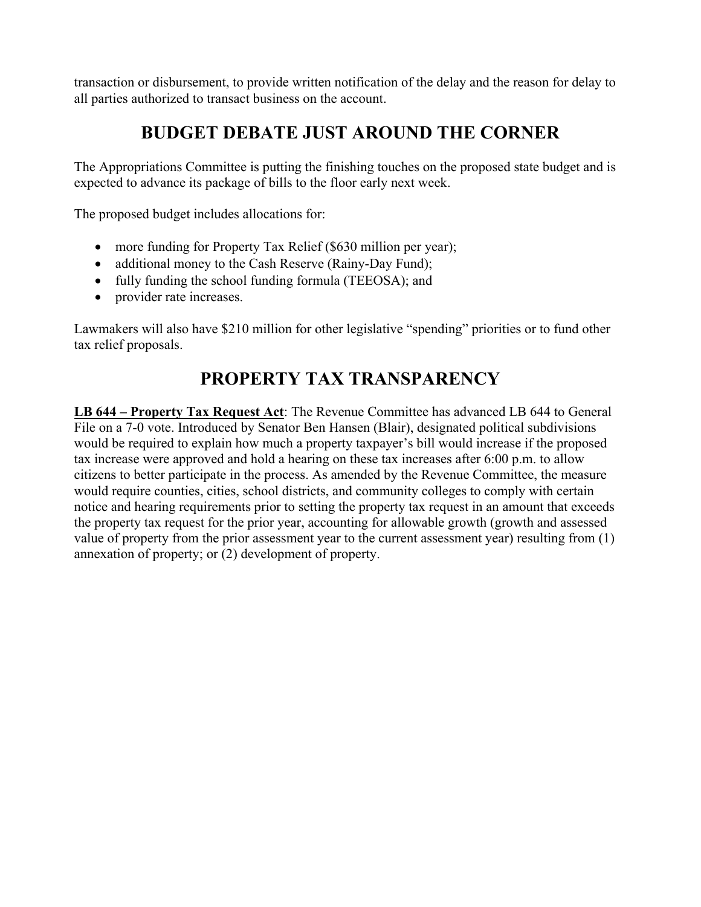transaction or disbursement, to provide written notification of the delay and the reason for delay to all parties authorized to transact business on the account.

## BUDGET DEBATE JUST AROUND THE CORNER

The Appropriations Committee is putting the finishing touches on the proposed state budget and is expected to advance its package of bills to the floor early next week.

The proposed budget includes allocations for:

- more funding for Property Tax Relief ($630 million per year);
- additional money to the Cash Reserve (Rainy-Day Fund);
- fully funding the school funding formula (TEEOSA); and
- provider rate increases.

Lawmakers will also have $210 million for other legislative "spending" priorities or to fund other tax relief proposals.

## PROPERTY TAX TRANSPARENCY

**LB 644 – Property Tax Request Act**: The Revenue Committee has advanced LB 644 to General File on a 7-0 vote. Introduced by Senator Ben Hansen (Blair), designated political subdivisions would be required to explain how much a property taxpayer's bill would increase if the proposed tax increase were approved and hold a hearing on these tax increases after 6:00 p.m. to allow citizens to better participate in the process. As amended by the Revenue Committee, the measure would require counties, cities, school districts, and community colleges to comply with certain notice and hearing requirements prior to setting the property tax request in an amount that exceeds the property tax request for the prior year, accounting for allowable growth (growth and assessed value of property from the prior assessment year to the current assessment year) resulting from (1) annexation of property; or (2) development of property.